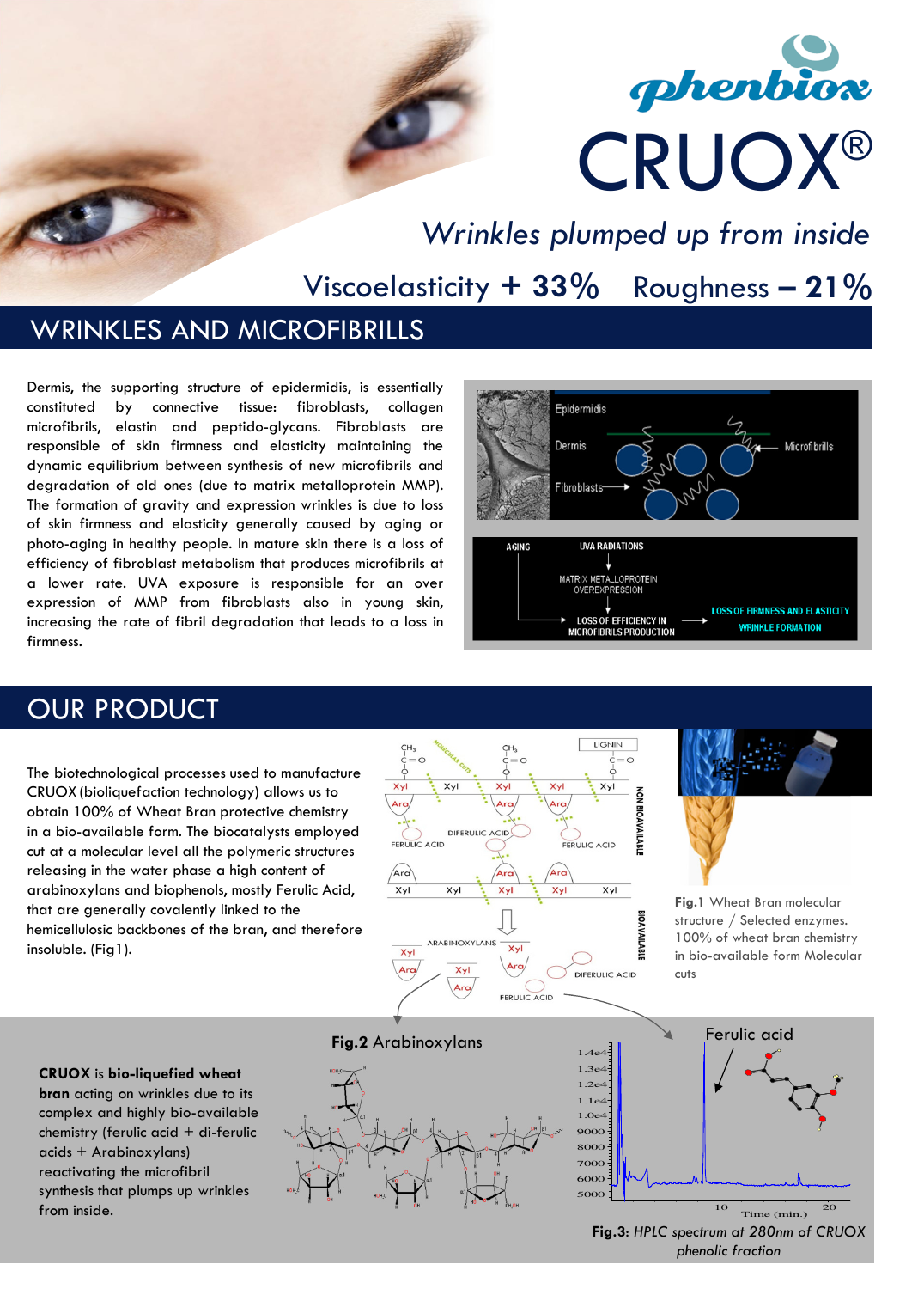phenbiox

# CRUOX®

*Wrinkles plumped up from inside*

Viscoelasticity **+ 33%** Roughness **– 21%**

## WRINKLES AND MICROFIBRILLS

Dermis, the supporting structure of epidermidis, is essentially constituted by connective tissue: fibroblasts, collagen microfibrils, elastin and peptido-glycans. Fibroblasts are responsible of skin firmness and elasticity maintaining the dynamic equilibrium between synthesis of new microfibrils and degradation of old ones (due to matrix metalloprotein MMP). The formation of gravity and expression wrinkles is due to loss of skin firmness and elasticity generally caused by aging or photo-aging in healthy people. In mature skin there is a loss of efficiency of fibroblast metabolism that produces microfibrils at a lower rate. UVA exposure is responsible for an over expression of MMP from fibroblasts also in young skin, increasing the rate of fibril degradation that leads to a loss in firmness.

## OUR PRODUCT

The biotechnological processes used to manufacture CRUOX (bioliquefaction technology) allows us to obtain 100% of Wheat Bran protective chemistry in a bio-available form. The biocatalysts employed cut at a molecular level all the polymeric structures releasing in the water phase a high content of arabinoxylans and biophenols, mostly Ferulic Acid, that are generally covalently linked to the hemicellulosic backbones of the bran, and therefore insoluble. (Fig1).

**Fig.1** Wheat Bran molecular structure / Selected enzymes. 100% of wheat bran chemistry in bio-available form Molecular cuts

**CRUOX** is **bio-liquefied wheat bran** acting on wrinkles due to its complex and highly bio-available chemistry (ferulic acid + di-ferulic acids + Arabinoxylans) reactivating the microfibril synthesis that plumps up wrinkles from inside.

**Fig.2** Arabinoxylans

**Fig.3:** *HPLC spectrum at 280nm of CRUOX phenolic fraction*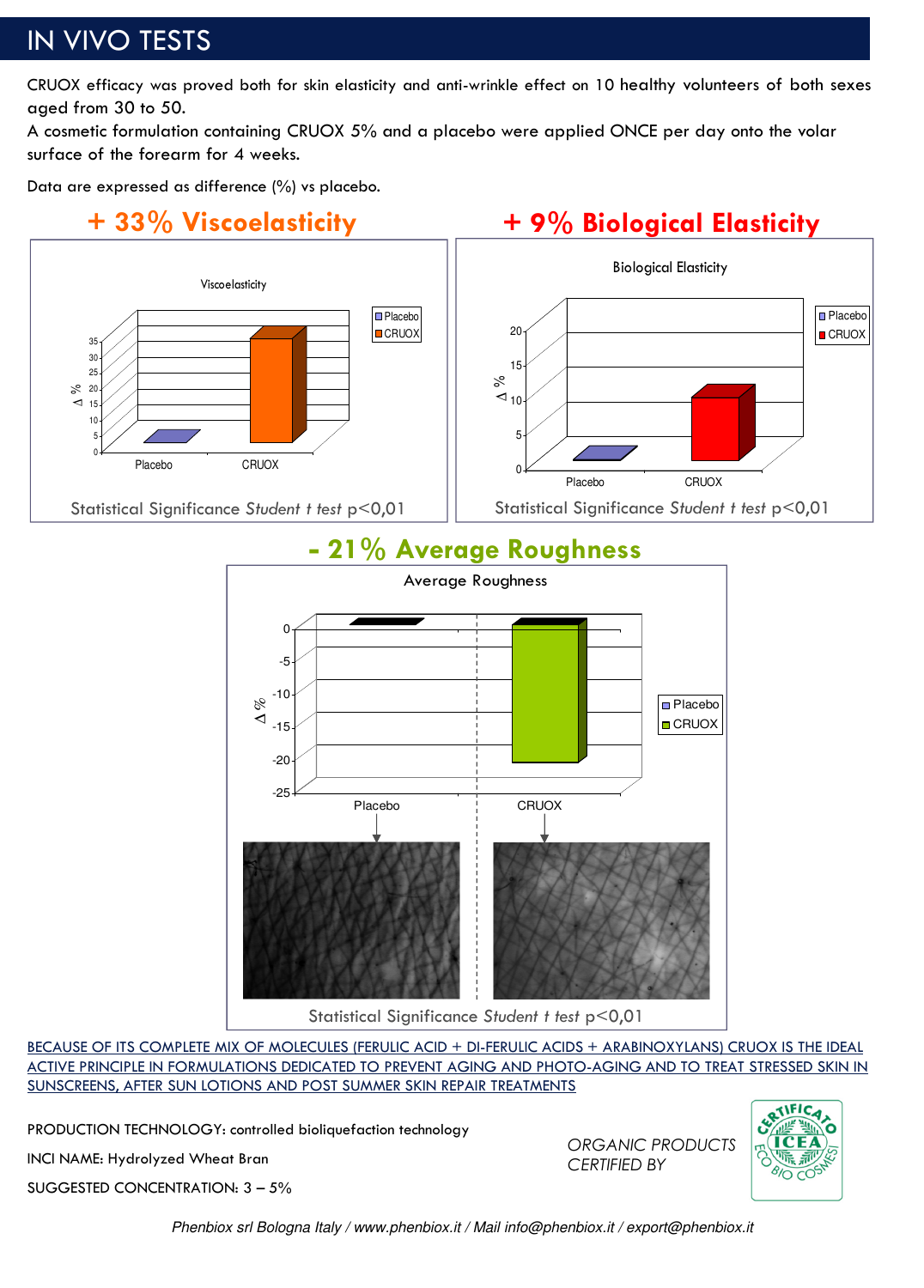# IN VIVO TESTS

CRUOX efficacy was proved both for skin elasticity and anti-wrinkle effect on 10 healthy volunteers of both sexes aged from 30 to 50.
A cosmetic formulation containing CRUOX 5% and a placebo were applied ONCE per day onto the volar surface of the forearm for 4 weeks.

Data are expressed as difference (%) vs placebo.

## + 33% Viscoelasticity

Viscoelasticity

Δ %

35
30
25
20
15
10
5
0

Placebo
CRUOX

Placebo
CRUOX

Statistical Significance *Student t test* p<0,01

## + 9% Biological Elasticity

Biological Elasticity

Δ %

20
15
10
5
0

Placebo
CRUOX

Placebo
CRUOX

Statistical Significance *Student t test* p<0,01

## - 21% Average Roughness

Average Roughness

Δ %

0
-5
-10
-15
-20
-25

Placebo
CRUOX

Placebo
CRUOX

Statistical Significance *Student t test* p<0,01

BECAUSE OF ITS COMPLETE MIX OF MOLECULES (FERULIC ACID + DI-FERULIC ACIDS + ARABINOXYLANS) CRUOX IS THE IDEAL ACTIVE PRINCIPLE IN FORMULATIONS DEDICATED TO PREVENT AGING AND PHOTO-AGING AND TO TREAT STRESSED SKIN IN SUNSCREENS, AFTER SUN LOTIONS AND POST SUMMER SKIN REPAIR TREATMENTS

PRODUCTION TECHNOLOGY: controlled bioliquefaction technology

INCI NAME: Hydrolyzed Wheat Bran

SUGGESTED CONCENTRATION: 3 – 5%

*ORGANIC PRODUCTS CERTIFIED BY*

CERTIFICATO ICEA ECO BIO COSMESI

*Phenbiox srl Bologna Italy / www.phenbiox.it / Mail info@phenbiox.it / export@phenbiox.it*